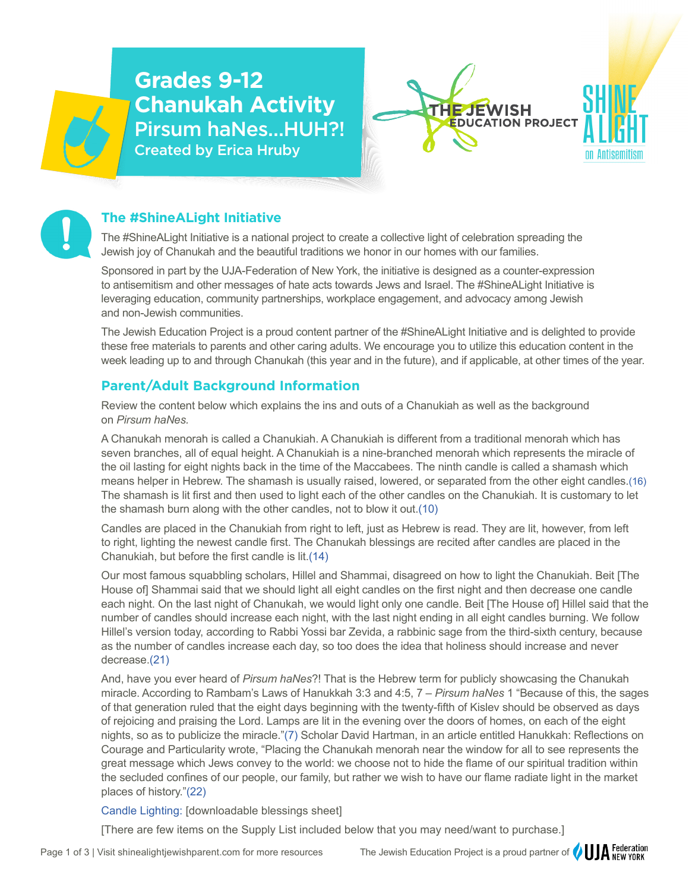# Grades 9-12 Chanukah Activity

## Pirsum haNes...HUH?!

Created by Erica Hruby

THE JEWISH EDUCATION PROJECT

SHINE A LIGHT on Antisemitism

## The #ShineALight Initiative

The #ShineALight Initiative is a national project to create a collective light of celebration spreading the Jewish joy of Chanukah and the beautiful traditions we honor in our homes with our families.

Sponsored in part by the UJA-Federation of New York, the initiative is designed as a counter-expression to antisemitism and other messages of hate acts towards Jews and Israel. The #ShineALight Initiative is leveraging education, community partnerships, workplace engagement, and advocacy among Jewish and non-Jewish communities.

The Jewish Education Project is a proud content partner of the #ShineALight Initiative and is delighted to provide these free materials to parents and other caring adults. We encourage you to utilize this education content in the week leading up to and through Chanukah (this year and in the future), and if applicable, at other times of the year.

## Parent/Adult Background Information

Review the content below which explains the ins and outs of a Chanukiah as well as the background on *Pirsum haNes.*

A Chanukah menorah is called a Chanukiah. A Chanukiah is different from a traditional menorah which has seven branches, all of equal height. A Chanukiah is a nine-branched menorah which represents the miracle of the oil lasting for eight nights back in the time of the Maccabees. The ninth candle is called a shamash which means helper in Hebrew. The shamash is usually raised, lowered, or separated from the other eight candles.(16) The shamash is lit first and then used to light each of the other candles on the Chanukiah. It is customary to let the shamash burn along with the other candles, not to blow it out.(10)

Candles are placed in the Chanukiah from right to left, just as Hebrew is read. They are lit, however, from left to right, lighting the newest candle first. The Chanukah blessings are recited after candles are placed in the Chanukiah, but before the first candle is lit.(14)

Our most famous squabbling scholars, Hillel and Shammai, disagreed on how to light the Chanukiah. Beit [The House of] Shammai said that we should light all eight candles on the first night and then decrease one candle each night. On the last night of Chanukah, we would light only one candle. Beit [The House of] Hillel said that the number of candles should increase each night, with the last night ending in all eight candles burning. We follow Hillel's version today, according to Rabbi Yossi bar Zevida, a rabbinic sage from the third-sixth century, because as the number of candles increase each day, so too does the idea that holiness should increase and never decrease.(21)

And, have you ever heard of *Pirsum haNes*?! That is the Hebrew term for publicly showcasing the Chanukah miracle. According to Rambam's Laws of Hanukkah 3:3 and 4:5, 7 – *Pirsum haNes* 1 "Because of this, the sages of that generation ruled that the eight days beginning with the twenty-fifth of Kislev should be observed as days of rejoicing and praising the Lord. Lamps are lit in the evening over the doors of homes, on each of the eight nights, so as to publicize the miracle."(7) Scholar David Hartman, in an article entitled Hanukkah: Reflections on Courage and Particularity wrote, "Placing the Chanukah menorah near the window for all to see represents the great message which Jews convey to the world: we choose not to hide the flame of our spiritual tradition within the secluded confines of our people, our family, but rather we wish to have our flame radiate light in the market places of history."(22)

Candle Lighting: [downloadable blessings sheet]

[There are few items on the Supply List included below that you may need/want to purchase.]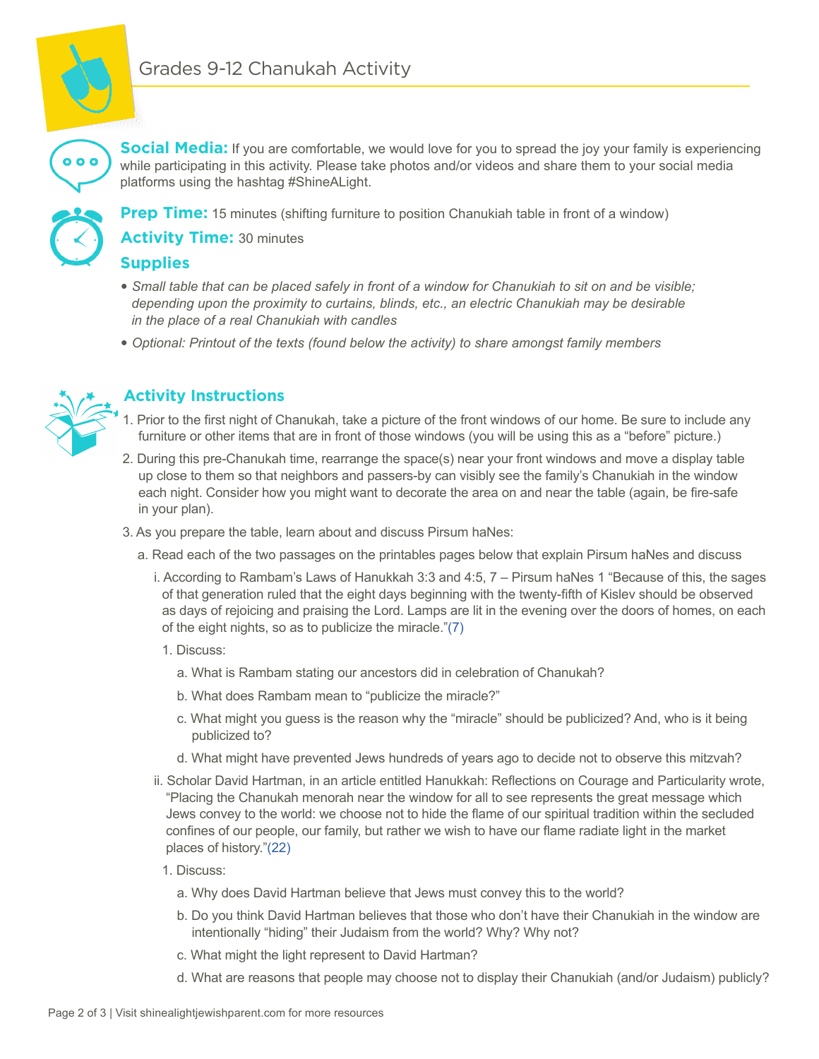# Grades 9-12 Chanukah Activity

**Social Media:** If you are comfortable, we would love for you to spread the joy your family is experiencing while participating in this activity. Please take photos and/or videos and share them to your social media platforms using the hashtag #ShineALight.

**Prep Time:** 15 minutes (shifting furniture to position Chanukiah table in front of a window)

**Activity Time:** 30 minutes

## Supplies

- *Small table that can be placed safely in front of a window for Chanukiah to sit on and be visible; depending upon the proximity to curtains, blinds, etc., an electric Chanukiah may be desirable in the place of a real Chanukiah with candles*
- *Optional: Printout of the texts (found below the activity) to share amongst family members*

## Activity Instructions

1. Prior to the first night of Chanukah, take a picture of the front windows of our home. Be sure to include any furniture or other items that are in front of those windows (you will be using this as a "before" picture.)
2. During this pre-Chanukah time, rearrange the space(s) near your front windows and move a display table up close to them so that neighbors and passers-by can visibly see the family's Chanukiah in the window each night. Consider how you might want to decorate the area on and near the table (again, be fire-safe in your plan).
3. As you prepare the table, learn about and discuss Pirsum haNes:
   a. Read each of the two passages on the printables pages below that explain Pirsum haNes and discuss
      i. According to Rambam's Laws of Hanukkah 3:3 and 4:5, 7 – Pirsum haNes 1 "Because of this, the sages of that generation ruled that the eight days beginning with the twenty-fifth of Kislev should be observed as days of rejoicing and praising the Lord. Lamps are lit in the evening over the doors of homes, on each of the eight nights, so as to publicize the miracle."(7)
         1. Discuss:
            a. What is Rambam stating our ancestors did in celebration of Chanukah?
            b. What does Rambam mean to "publicize the miracle?"
            c. What might you guess is the reason why the "miracle" should be publicized? And, who is it being publicized to?
            d. What might have prevented Jews hundreds of years ago to decide not to observe this mitzvah?
      ii. Scholar David Hartman, in an article entitled Hanukkah: Reflections on Courage and Particularity wrote, "Placing the Chanukah menorah near the window for all to see represents the great message which Jews convey to the world: we choose not to hide the flame of our spiritual tradition within the secluded confines of our people, our family, but rather we wish to have our flame radiate light in the market places of history."(22)
         1. Discuss:
            a. Why does David Hartman believe that Jews must convey this to the world?
            b. Do you think David Hartman believes that those who don't have their Chanukiah in the window are intentionally "hiding" their Judaism from the world? Why? Why not?
            c. What might the light represent to David Hartman?
            d. What are reasons that people may choose not to display their Chanukiah (and/or Judaism) publicly?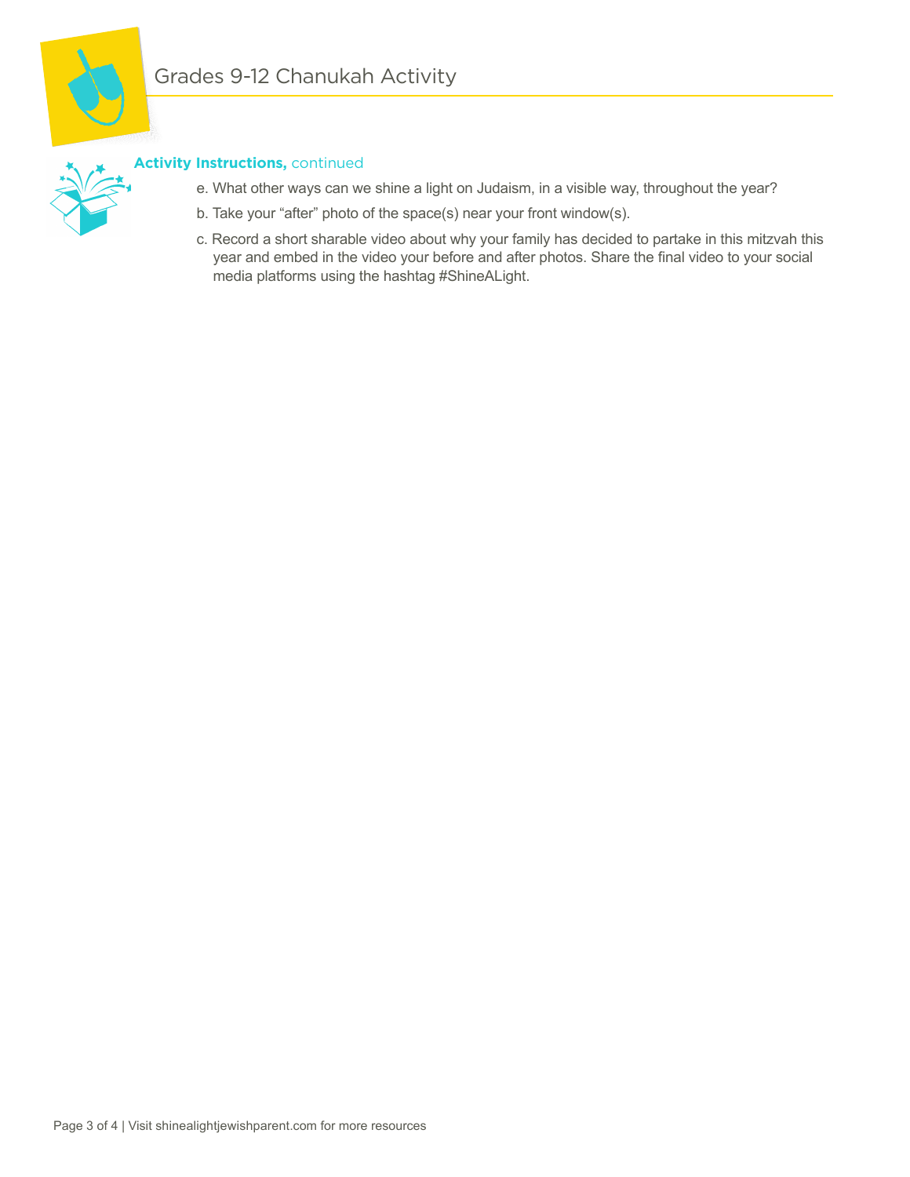#### **Activity Instructions,** continued

e. What other ways can we shine a light on Judaism, in a visible way, throughout the year?

b. Take your “after” photo of the space(s) near your front window(s).

c. Record a short sharable video about why your family has decided to partake in this mitzvah this year and embed in the video your before and after photos. Share the final video to your social media platforms using the hashtag #ShineALight.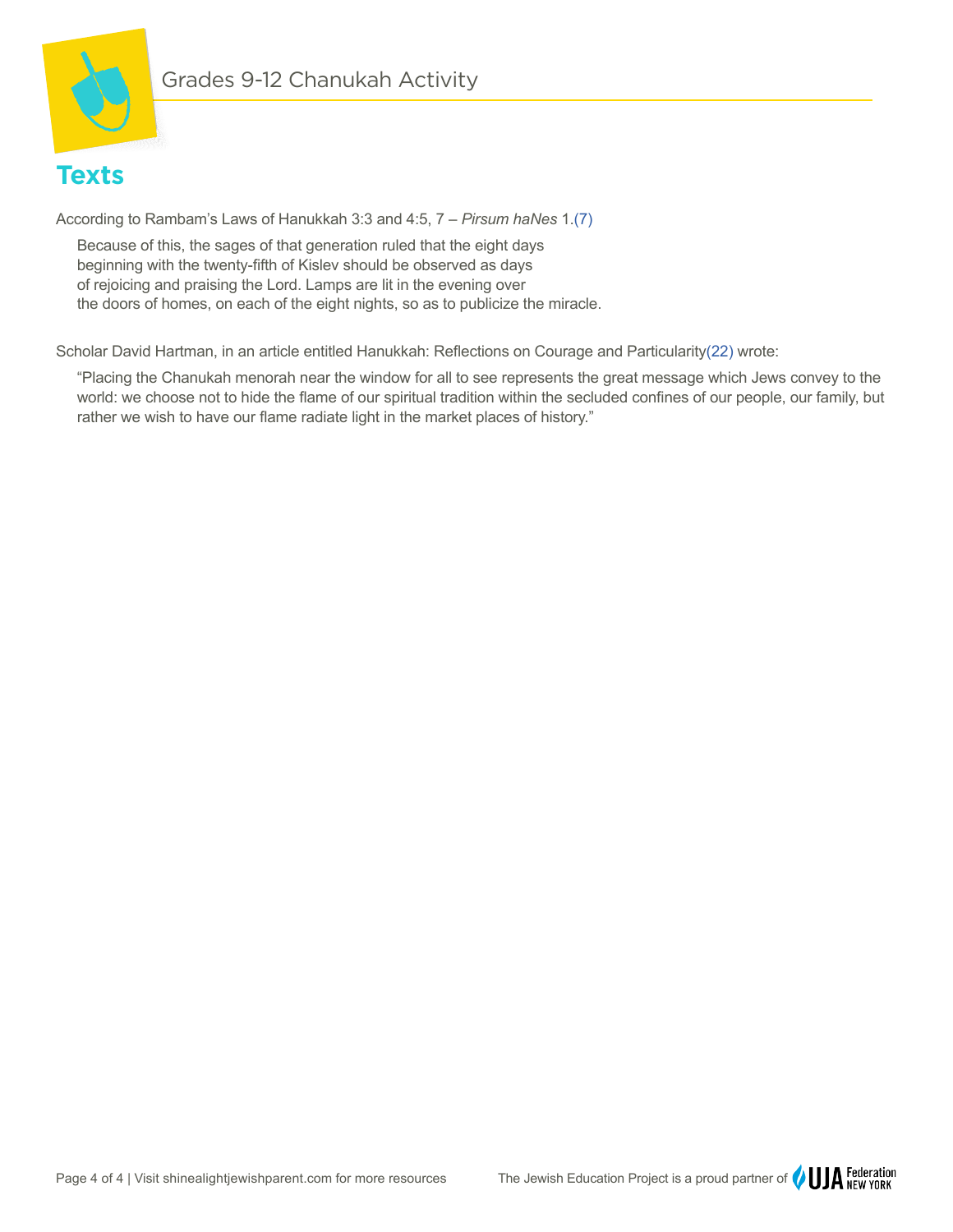## Texts

According to Rambam's Laws of Hanukkah 3:3 and 4:5, 7 – *Pirsum haNes* 1.(7)

> Because of this, the sages of that generation ruled that the eight days beginning with the twenty-fifth of Kislev should be observed as days of rejoicing and praising the Lord. Lamps are lit in the evening over the doors of homes, on each of the eight nights, so as to publicize the miracle.

Scholar David Hartman, in an article entitled Hanukkah: Reflections on Courage and Particularity(22) wrote:

> "Placing the Chanukah menorah near the window for all to see represents the great message which Jews convey to the world: we choose not to hide the flame of our spiritual tradition within the secluded confines of our people, our family, but rather we wish to have our flame radiate light in the market places of history."